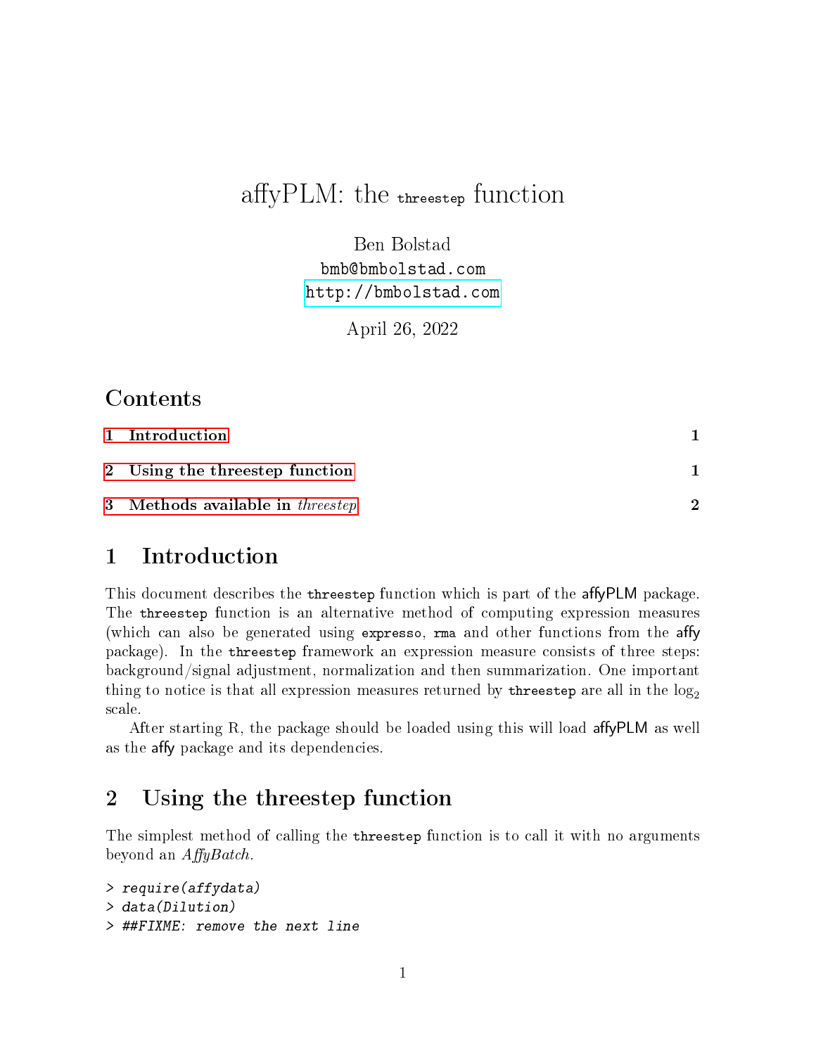# affyPLM: the `threestep` function

Ben Bolstad
bmb@bmbolstad.com
http://bmbolstad.com

April 26, 2022

## Contents

1 Introduction 1

2 Using the threestep function 1

3 Methods available in *threestep* 2

## 1 Introduction

This document describes the `threestep` function which is part of the affyPLM package. The `threestep` function is an alternative method of computing expression measures (which can also be generated using `expresso`, `rma` and other functions from the affy package). In the `threestep` framework an expression measure consists of three steps: background/signal adjustment, normalization and then summarization. One important thing to notice is that all expression measures returned by `threestep` are all in the $\log_2$ scale.

After starting R, the package should be loaded using this will load affyPLM as well as the affy package and its dependencies.

## 2 Using the threestep function

The simplest method of calling the `threestep` function is to call it with no arguments beyond an *AffyBatch*.

```
> require(affydata)
> data(Dilution)
> ##FIXME: remove the next line
```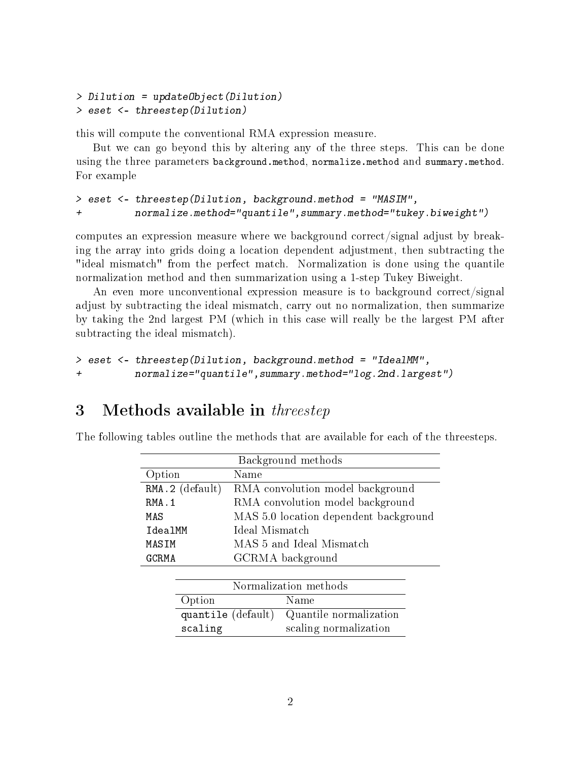```
> Dilution = updateObject(Dilution)
> eset <- threestep(Dilution)
```

this will compute the conventional RMA expression measure.

But we can go beyond this by altering any of the three steps. This can be done using the three parameters `background.method`, `normalize.method` and `summary.method`. For example

```
> eset <- threestep(Dilution, background.method = "MASIM",
+          normalize.method="quantile",summary.method="tukey.biweight")
```

computes an expression measure where we background correct/signal adjust by breaking the array into grids doing a location dependent adjustment, then subtracting the "ideal mismatch" from the perfect match. Normalization is done using the quantile normalization method and then summarization using a 1-step Tukey Biweight.

An even more unconventional expression measure is to background correct/signal adjust by subtracting the ideal mismatch, carry out no normalization, then summarize by taking the 2nd largest PM (which in this case will really be the largest PM after subtracting the ideal mismatch).

```
> eset <- threestep(Dilution, background.method = "IdealMM",
+          normalize="quantile",summary.method="log.2nd.largest")
```

## 3 Methods available in *threestep*

The following tables outline the methods that are available for each of the threesteps.

| Background methods | |
|---|---|
| Option | Name |
| `RMA.2` (default) | RMA convolution model background |
| `RMA.1` | RMA convolution model background |
| `MAS` | MAS 5.0 location dependent background |
| `IdealMM` | Ideal Mismatch |
| `MASIM` | MAS 5 and Ideal Mismatch |
| `GCRMA` | GCRMA background |

| Normalization methods | |
|---|---|
| Option | Name |
| `quantile` (default) | Quantile normalization |
| `scaling` | scaling normalization |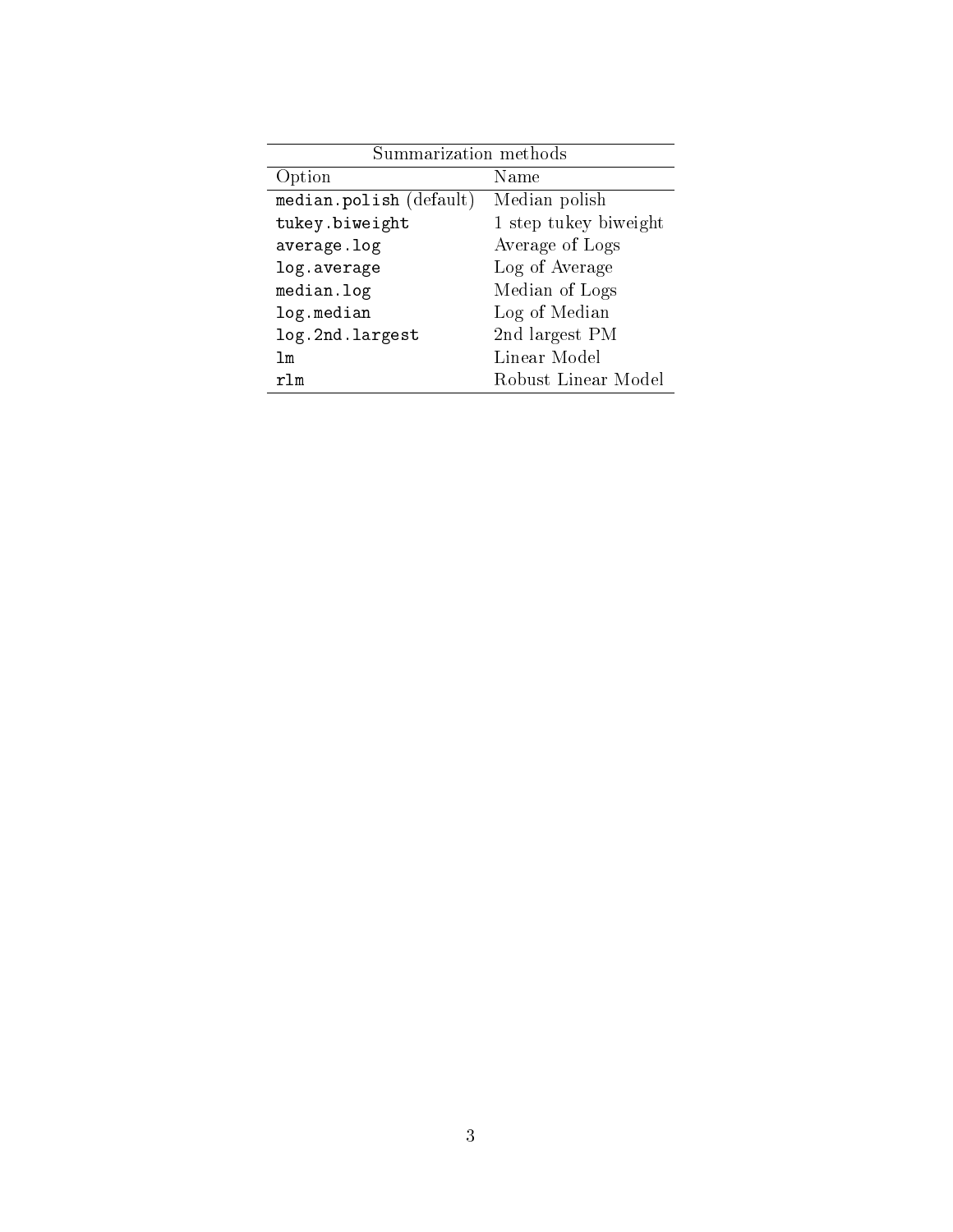| Summarization methods | |
|---|---|
| Option | Name |
| `median.polish` (default) | Median polish |
| `tukey.biweight` | 1 step tukey biweight |
| `average.log` | Average of Logs |
| `log.average` | Log of Average |
| `median.log` | Median of Logs |
| `log.median` | Log of Median |
| `log.2nd.largest` | 2nd largest PM |
| `lm` | Linear Model |
| `rlm` | Robust Linear Model |